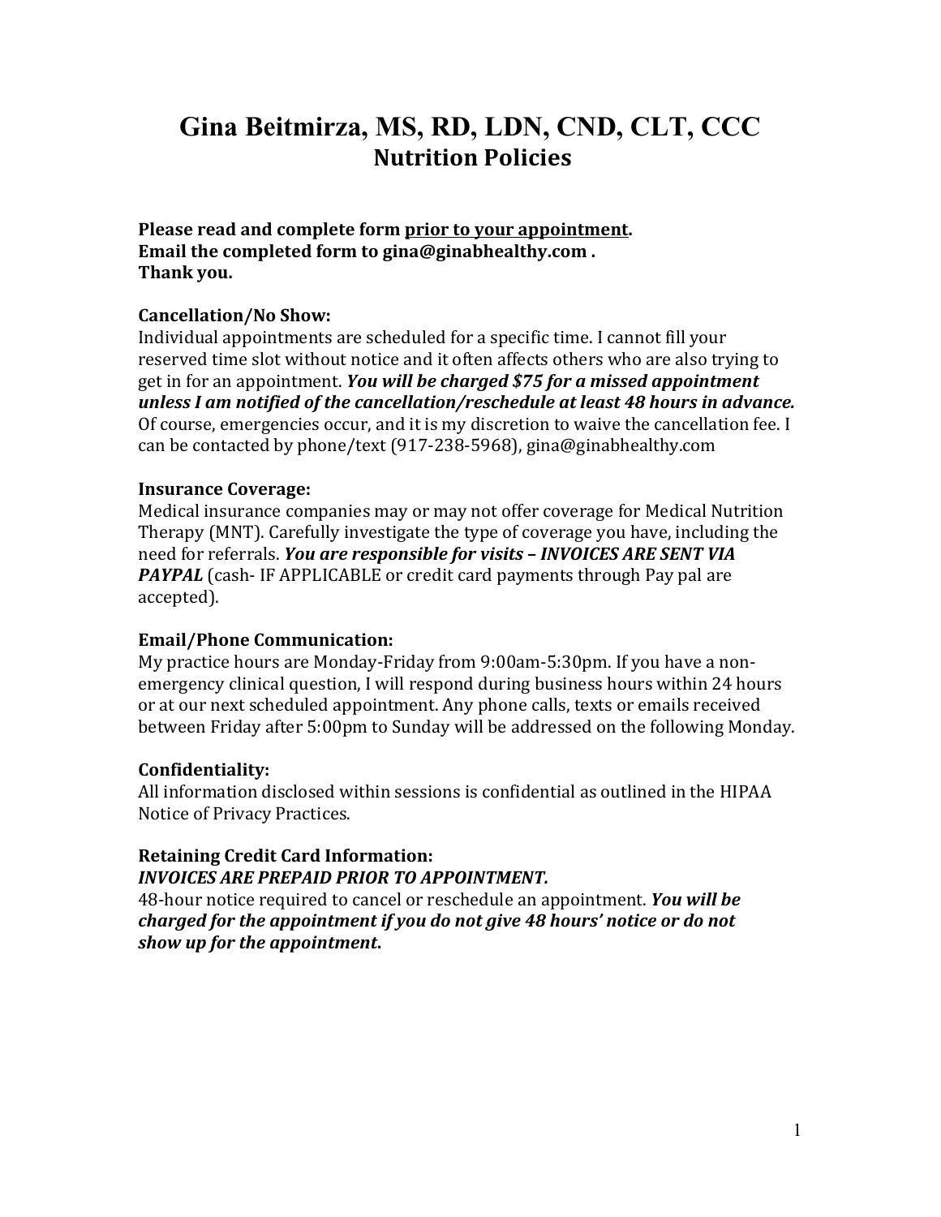# Gina Beitmirza, MS, RD, LDN, CND, CLT, CCC

## Nutrition Policies

**Please read and complete form <u>prior to your appointment</u>.**
**Email the completed form to gina@ginabhealthy.com .**
**Thank you.**

### Cancellation/No Show:

Individual appointments are scheduled for a specific time. I cannot fill your reserved time slot without notice and it often affects others who are also trying to get in for an appointment. ***You will be charged $75 for a missed appointment unless I am notified of the cancellation/reschedule at least 48 hours in advance.*** Of course, emergencies occur, and it is my discretion to waive the cancellation fee. I can be contacted by phone/text (917-238-5968), gina@ginabhealthy.com

### Insurance Coverage:

Medical insurance companies may or may not offer coverage for Medical Nutrition Therapy (MNT). Carefully investigate the type of coverage you have, including the need for referrals. ***You are responsible for visits – INVOICES ARE SENT VIA PAYPAL*** (cash- IF APPLICABLE or credit card payments through Pay pal are accepted).

### Email/Phone Communication:

My practice hours are Monday-Friday from 9:00am-5:30pm. If you have a non-emergency clinical question, I will respond during business hours within 24 hours or at our next scheduled appointment. Any phone calls, texts or emails received between Friday after 5:00pm to Sunday will be addressed on the following Monday.

### Confidentiality:

All information disclosed within sessions is confidential as outlined in the HIPAA Notice of Privacy Practices.

### Retaining Credit Card Information:

***INVOICES ARE PREPAID PRIOR TO APPOINTMENT.***

48-hour notice required to cancel or reschedule an appointment. ***You will be charged for the appointment if you do not give 48 hours' notice or do not show up for the appointment.***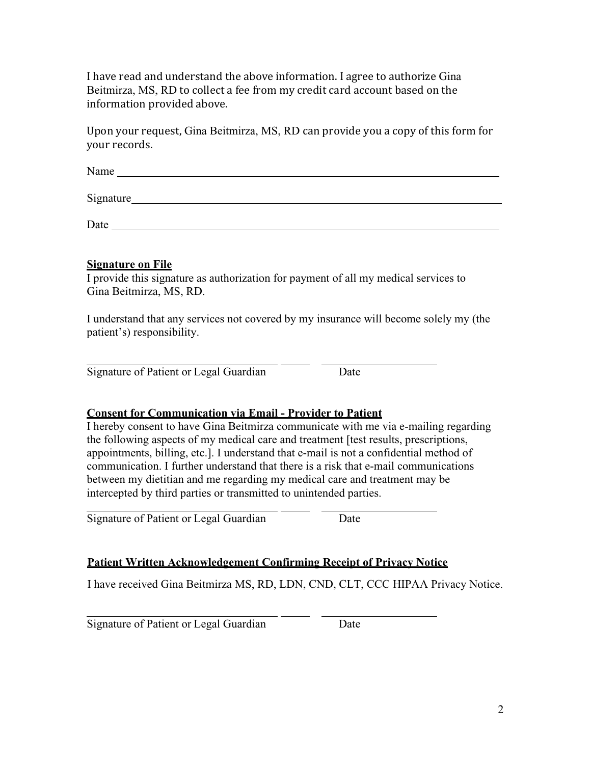I have read and understand the above information. I agree to authorize Gina Beitmirza, MS, RD to collect a fee from my credit card account based on the information provided above.

Upon your request, Gina Beitmirza, MS, RD can provide you a copy of this form for your records.

Name ______________________________________________________________

Signature___________________________________________________________

Date ______________________________________________________________

**Signature on File**

I provide this signature as authorization for payment of all my medical services to Gina Beitmirza, MS, RD.

I understand that any services not covered by my insurance will become solely my (the patient's) responsibility.

______________________________ ____ __________________

Signature of Patient or Legal Guardian Date

**Consent for Communication via Email - Provider to Patient**

I hereby consent to have Gina Beitmirza communicate with me via e-mailing regarding the following aspects of my medical care and treatment [test results, prescriptions, appointments, billing, etc.]. I understand that e-mail is not a confidential method of communication. I further understand that there is a risk that e-mail communications between my dietitian and me regarding my medical care and treatment may be intercepted by third parties or transmitted to unintended parties.

______________________________ ____ __________________

Signature of Patient or Legal Guardian Date

**Patient Written Acknowledgement Confirming Receipt of Privacy Notice**

I have received Gina Beitmirza MS, RD, LDN, CND, CLT, CCC HIPAA Privacy Notice.

______________________________ ____ __________________

Signature of Patient or Legal Guardian Date